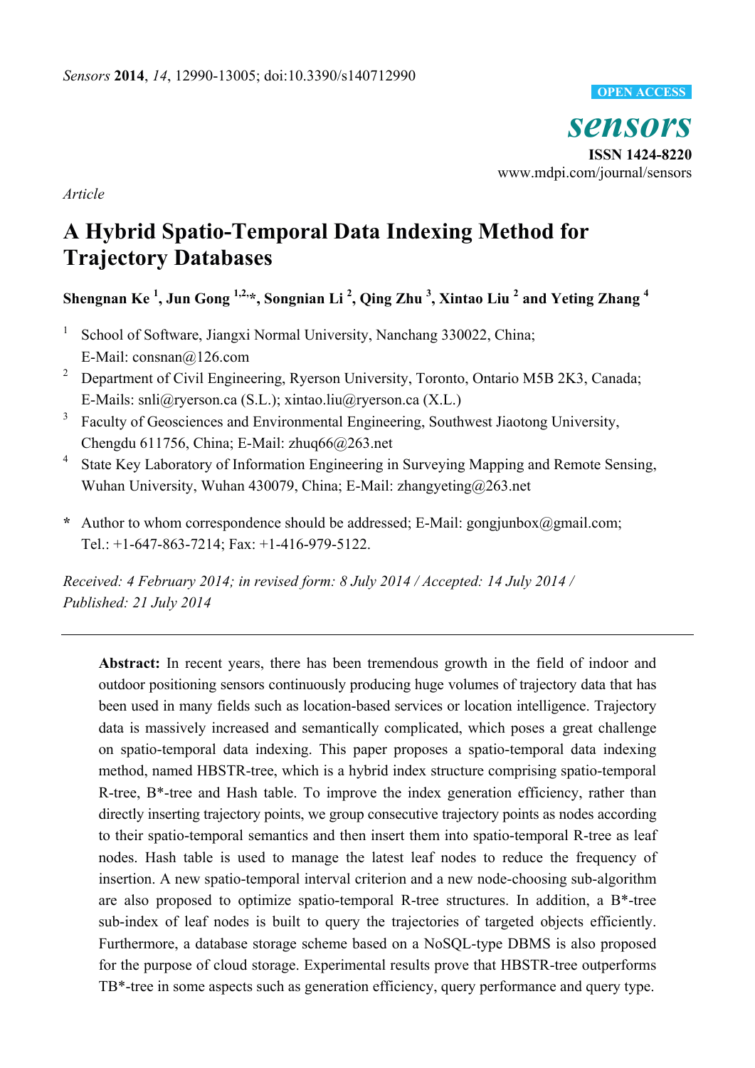*Article*

# A Hybrid Spatio-Temporal Data Indexing Method for Trajectory Databases

**Shengnan Ke [1], Jun Gong [1,2,*], Songnian Li [2], Qing Zhu [3], Xintao Liu [2] and Yeting Zhang [4]**

1. School of Software, Jiangxi Normal University, Nanchang 330022, China; E-Mail: consnan@126.com
2. Department of Civil Engineering, Ryerson University, Toronto, Ontario M5B 2K3, Canada; E-Mails: snli@ryerson.ca (S.L.); xintao.liu@ryerson.ca (X.L.)
3. Faculty of Geosciences and Environmental Engineering, Southwest Jiaotong University, Chengdu 611756, China; E-Mail: zhuq66@263.net
4. State Key Laboratory of Information Engineering in Surveying Mapping and Remote Sensing, Wuhan University, Wuhan 430079, China; E-Mail: zhangyeting@263.net

\* Author to whom correspondence should be addressed; E-Mail: gongjunbox@gmail.com; Tel.: +1-647-863-7214; Fax: +1-416-979-5122.

*Received: 4 February 2014; in revised form: 8 July 2014 / Accepted: 14 July 2014 / Published: 21 July 2014*

**Abstract:** In recent years, there has been tremendous growth in the field of indoor and outdoor positioning sensors continuously producing huge volumes of trajectory data that has been used in many fields such as location-based services or location intelligence. Trajectory data is massively increased and semantically complicated, which poses a great challenge on spatio-temporal data indexing. This paper proposes a spatio-temporal data indexing method, named HBSTR-tree, which is a hybrid index structure comprising spatio-temporal R-tree, B*-tree and Hash table. To improve the index generation efficiency, rather than directly inserting trajectory points, we group consecutive trajectory points as nodes according to their spatio-temporal semantics and then insert them into spatio-temporal R-tree as leaf nodes. Hash table is used to manage the latest leaf nodes to reduce the frequency of insertion. A new spatio-temporal interval criterion and a new node-choosing sub-algorithm are also proposed to optimize spatio-temporal R-tree structures. In addition, a B*-tree sub-index of leaf nodes is built to query the trajectories of targeted objects efficiently. Furthermore, a database storage scheme based on a NoSQL-type DBMS is also proposed for the purpose of cloud storage. Experimental results prove that HBSTR-tree outperforms TB*-tree in some aspects such as generation efficiency, query performance and query type.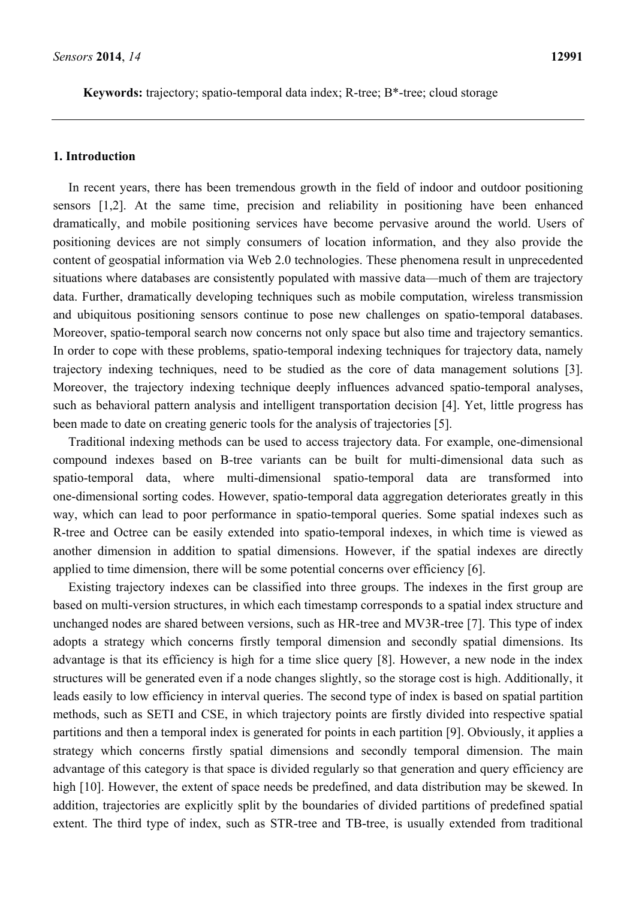**Keywords:** trajectory; spatio-temporal data index; R-tree; B*-tree; cloud storage

## 1. Introduction

In recent years, there has been tremendous growth in the field of indoor and outdoor positioning sensors [1,2]. At the same time, precision and reliability in positioning have been enhanced dramatically, and mobile positioning services have become pervasive around the world. Users of positioning devices are not simply consumers of location information, and they also provide the content of geospatial information via Web 2.0 technologies. These phenomena result in unprecedented situations where databases are consistently populated with massive data—much of them are trajectory data. Further, dramatically developing techniques such as mobile computation, wireless transmission and ubiquitous positioning sensors continue to pose new challenges on spatio-temporal databases. Moreover, spatio-temporal search now concerns not only space but also time and trajectory semantics. In order to cope with these problems, spatio-temporal indexing techniques for trajectory data, namely trajectory indexing techniques, need to be studied as the core of data management solutions [3]. Moreover, the trajectory indexing technique deeply influences advanced spatio-temporal analyses, such as behavioral pattern analysis and intelligent transportation decision [4]. Yet, little progress has been made to date on creating generic tools for the analysis of trajectories [5].

Traditional indexing methods can be used to access trajectory data. For example, one-dimensional compound indexes based on B-tree variants can be built for multi-dimensional data such as spatio-temporal data, where multi-dimensional spatio-temporal data are transformed into one-dimensional sorting codes. However, spatio-temporal data aggregation deteriorates greatly in this way, which can lead to poor performance in spatio-temporal queries. Some spatial indexes such as R-tree and Octree can be easily extended into spatio-temporal indexes, in which time is viewed as another dimension in addition to spatial dimensions. However, if the spatial indexes are directly applied to time dimension, there will be some potential concerns over efficiency [6].

Existing trajectory indexes can be classified into three groups. The indexes in the first group are based on multi-version structures, in which each timestamp corresponds to a spatial index structure and unchanged nodes are shared between versions, such as HR-tree and MV3R-tree [7]. This type of index adopts a strategy which concerns firstly temporal dimension and secondly spatial dimensions. Its advantage is that its efficiency is high for a time slice query [8]. However, a new node in the index structures will be generated even if a node changes slightly, so the storage cost is high. Additionally, it leads easily to low efficiency in interval queries. The second type of index is based on spatial partition methods, such as SETI and CSE, in which trajectory points are firstly divided into respective spatial partitions and then a temporal index is generated for points in each partition [9]. Obviously, it applies a strategy which concerns firstly spatial dimensions and secondly temporal dimension. The main advantage of this category is that space is divided regularly so that generation and query efficiency are high [10]. However, the extent of space needs be predefined, and data distribution may be skewed. In addition, trajectories are explicitly split by the boundaries of divided partitions of predefined spatial extent. The third type of index, such as STR-tree and TB-tree, is usually extended from traditional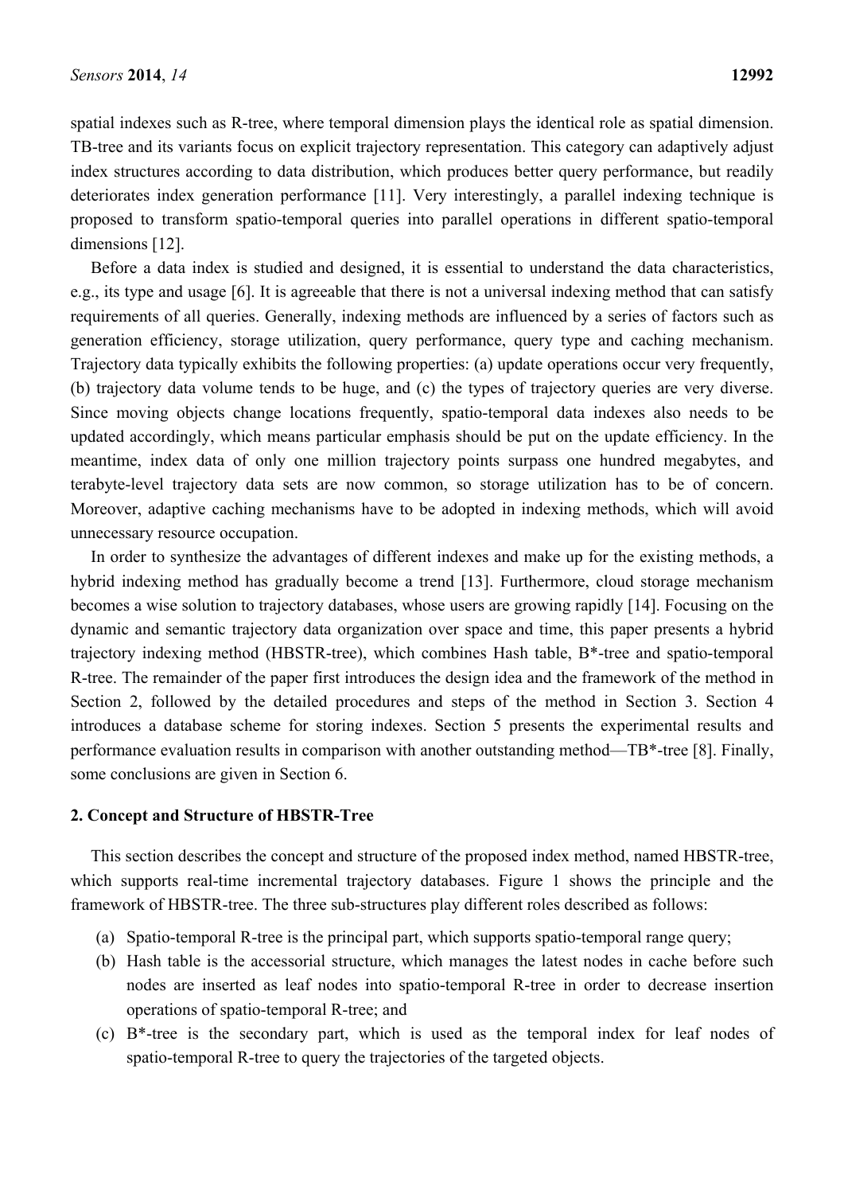spatial indexes such as R-tree, where temporal dimension plays the identical role as spatial dimension. TB-tree and its variants focus on explicit trajectory representation. This category can adaptively adjust index structures according to data distribution, which produces better query performance, but readily deteriorates index generation performance [11]. Very interestingly, a parallel indexing technique is proposed to transform spatio-temporal queries into parallel operations in different spatio-temporal dimensions [12].

Before a data index is studied and designed, it is essential to understand the data characteristics, e.g., its type and usage [6]. It is agreeable that there is not a universal indexing method that can satisfy requirements of all queries. Generally, indexing methods are influenced by a series of factors such as generation efficiency, storage utilization, query performance, query type and caching mechanism. Trajectory data typically exhibits the following properties: (a) update operations occur very frequently, (b) trajectory data volume tends to be huge, and (c) the types of trajectory queries are very diverse. Since moving objects change locations frequently, spatio-temporal data indexes also needs to be updated accordingly, which means particular emphasis should be put on the update efficiency. In the meantime, index data of only one million trajectory points surpass one hundred megabytes, and terabyte-level trajectory data sets are now common, so storage utilization has to be of concern. Moreover, adaptive caching mechanisms have to be adopted in indexing methods, which will avoid unnecessary resource occupation.

In order to synthesize the advantages of different indexes and make up for the existing methods, a hybrid indexing method has gradually become a trend [13]. Furthermore, cloud storage mechanism becomes a wise solution to trajectory databases, whose users are growing rapidly [14]. Focusing on the dynamic and semantic trajectory data organization over space and time, this paper presents a hybrid trajectory indexing method (HBSTR-tree), which combines Hash table, B*-tree and spatio-temporal R-tree. The remainder of the paper first introduces the design idea and the framework of the method in Section 2, followed by the detailed procedures and steps of the method in Section 3. Section 4 introduces a database scheme for storing indexes. Section 5 presents the experimental results and performance evaluation results in comparison with another outstanding method—TB*-tree [8]. Finally, some conclusions are given in Section 6.

## 2. Concept and Structure of HBSTR-Tree

This section describes the concept and structure of the proposed index method, named HBSTR-tree, which supports real-time incremental trajectory databases. Figure 1 shows the principle and the framework of HBSTR-tree. The three sub-structures play different roles described as follows:

(a) Spatio-temporal R-tree is the principal part, which supports spatio-temporal range query;
(b) Hash table is the accessorial structure, which manages the latest nodes in cache before such nodes are inserted as leaf nodes into spatio-temporal R-tree in order to decrease insertion operations of spatio-temporal R-tree; and
(c) B*-tree is the secondary part, which is used as the temporal index for leaf nodes of spatio-temporal R-tree to query the trajectories of the targeted objects.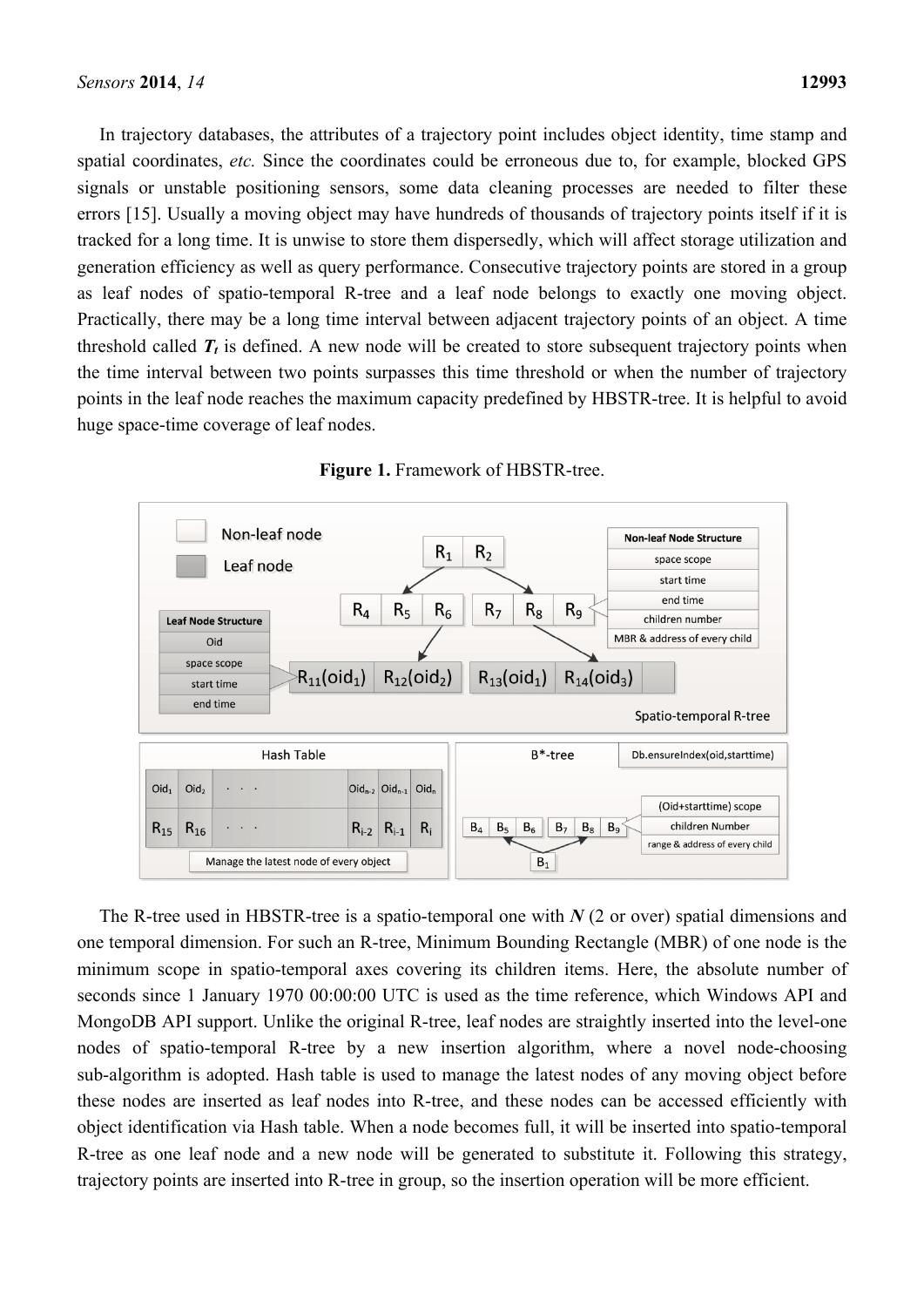In trajectory databases, the attributes of a trajectory point includes object identity, time stamp and spatial coordinates, *etc.* Since the coordinates could be erroneous due to, for example, blocked GPS signals or unstable positioning sensors, some data cleaning processes are needed to filter these errors [15]. Usually a moving object may have hundreds of thousands of trajectory points itself if it is tracked for a long time. It is unwise to store them dispersedly, which will affect storage utilization and generation efficiency as well as query performance. Consecutive trajectory points are stored in a group as leaf nodes of spatio-temporal R-tree and a leaf node belongs to exactly one moving object. Practically, there may be a long time interval between adjacent trajectory points of an object. A time threshold called $\boldsymbol{T_t}$ is defined. A new node will be created to store subsequent trajectory points when the time interval between two points surpasses this time threshold or when the number of trajectory points in the leaf node reaches the maximum capacity predefined by HBSTR-tree. It is helpful to avoid huge space-time coverage of leaf nodes.

**Figure 1.** Framework of HBSTR-tree.

Non-leaf node
Leaf node
$R_1$ $R_2$
$R_4$ $R_5$ $R_6$ $R_7$ $R_8$ $R_9$
Non-leaf Node Structure
space scope
start time
end time
children number
MBR & address of every child
Leaf Node Structure
Oid
space scope
start time
end time
$R_{11}(oid_1)$ $R_{12}(oid_2)$ $R_{13}(oid_1)$ $R_{14}(oid_3)$
Spatio-temporal R-tree
Hash Table
$Oid_1$ $Oid_2$ · · · $Oid_{n-2}$ $Oid_{n-1}$ $Oid_n$
$R_{15}$ $R_{16}$ · · · $R_{i-2}$ $R_{i-1}$ $R_i$
Manage the latest node of every object
B*-tree
Db.ensureIndex(oid,starttime)
$B_4$ $B_5$ $B_6$ $B_7$ $B_8$ $B_9$
$B_1$
(Oid+starttime) scope
children Number
range & address of every child

The R-tree used in HBSTR-tree is a spatio-temporal one with $\boldsymbol{N}$ (2 or over) spatial dimensions and one temporal dimension. For such an R-tree, Minimum Bounding Rectangle (MBR) of one node is the minimum scope in spatio-temporal axes covering its children items. Here, the absolute number of seconds since 1 January 1970 00:00:00 UTC is used as the time reference, which Windows API and MongoDB API support. Unlike the original R-tree, leaf nodes are straightly inserted into the level-one nodes of spatio-temporal R-tree by a new insertion algorithm, where a novel node-choosing sub-algorithm is adopted. Hash table is used to manage the latest nodes of any moving object before these nodes are inserted as leaf nodes into R-tree, and these nodes can be accessed efficiently with object identification via Hash table. When a node becomes full, it will be inserted into spatio-temporal R-tree as one leaf node and a new node will be generated to substitute it. Following this strategy, trajectory points are inserted into R-tree in group, so the insertion operation will be more efficient.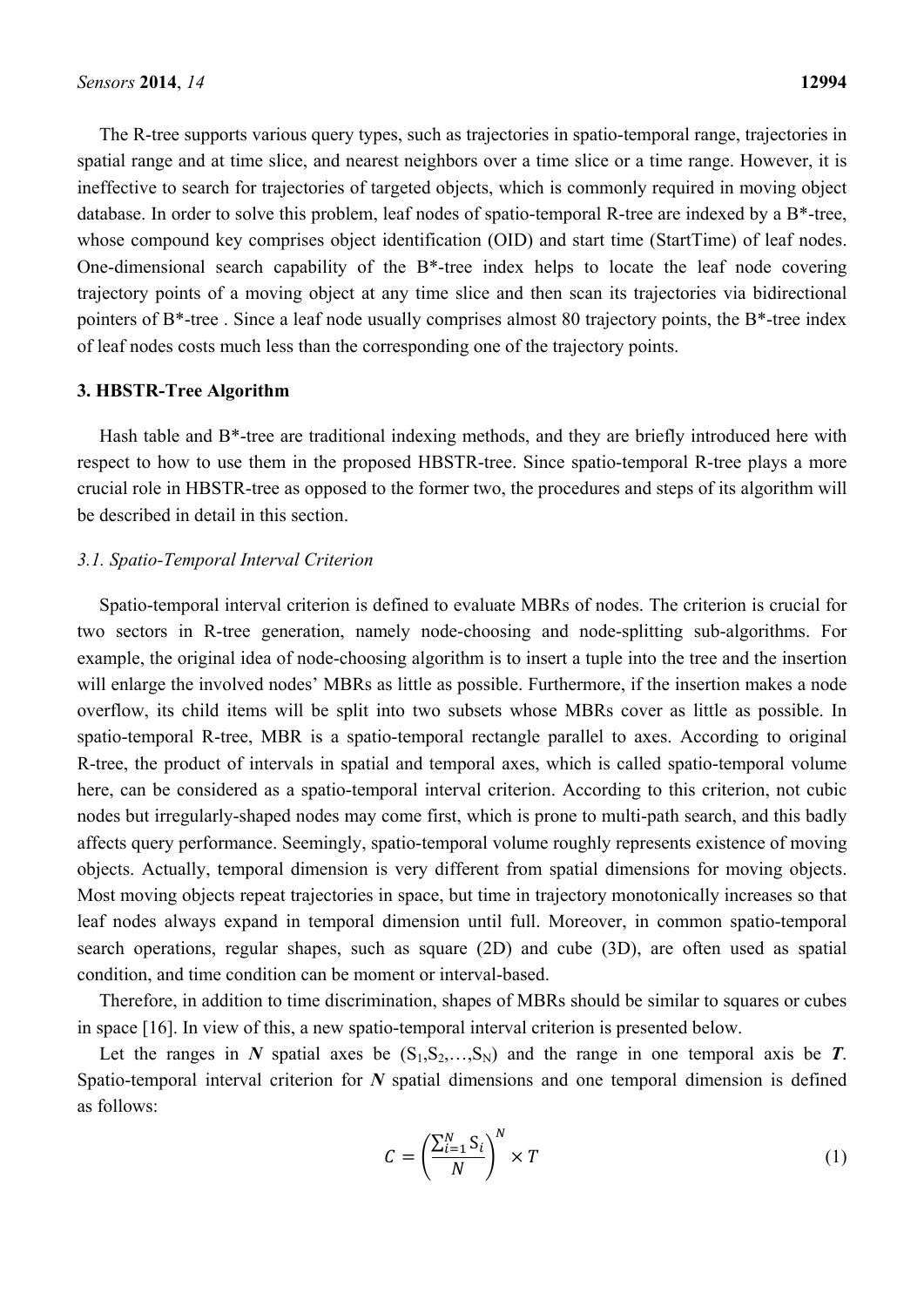The R-tree supports various query types, such as trajectories in spatio-temporal range, trajectories in spatial range and at time slice, and nearest neighbors over a time slice or a time range. However, it is ineffective to search for trajectories of targeted objects, which is commonly required in moving object database. In order to solve this problem, leaf nodes of spatio-temporal R-tree are indexed by a B*-tree, whose compound key comprises object identification (OID) and start time (StartTime) of leaf nodes. One-dimensional search capability of the B*-tree index helps to locate the leaf node covering trajectory points of a moving object at any time slice and then scan its trajectories via bidirectional pointers of B*-tree . Since a leaf node usually comprises almost 80 trajectory points, the B*-tree index of leaf nodes costs much less than the corresponding one of the trajectory points.

## 3. HBSTR-Tree Algorithm

Hash table and B*-tree are traditional indexing methods, and they are briefly introduced here with respect to how to use them in the proposed HBSTR-tree. Since spatio-temporal R-tree plays a more crucial role in HBSTR-tree as opposed to the former two, the procedures and steps of its algorithm will be described in detail in this section.

### *3.1. Spatio-Temporal Interval Criterion*

Spatio-temporal interval criterion is defined to evaluate MBRs of nodes. The criterion is crucial for two sectors in R-tree generation, namely node-choosing and node-splitting sub-algorithms. For example, the original idea of node-choosing algorithm is to insert a tuple into the tree and the insertion will enlarge the involved nodes' MBRs as little as possible. Furthermore, if the insertion makes a node overflow, its child items will be split into two subsets whose MBRs cover as little as possible. In spatio-temporal R-tree, MBR is a spatio-temporal rectangle parallel to axes. According to original R-tree, the product of intervals in spatial and temporal axes, which is called spatio-temporal volume here, can be considered as a spatio-temporal interval criterion. According to this criterion, not cubic nodes but irregularly-shaped nodes may come first, which is prone to multi-path search, and this badly affects query performance. Seemingly, spatio-temporal volume roughly represents existence of moving objects. Actually, temporal dimension is very different from spatial dimensions for moving objects. Most moving objects repeat trajectories in space, but time in trajectory monotonically increases so that leaf nodes always expand in temporal dimension until full. Moreover, in common spatio-temporal search operations, regular shapes, such as square (2D) and cube (3D), are often used as spatial condition, and time condition can be moment or interval-based.

Therefore, in addition to time discrimination, shapes of MBRs should be similar to squares or cubes in space [16]. In view of this, a new spatio-temporal interval criterion is presented below.

Let the ranges in $\boldsymbol{N}$ spatial axes be ($S_1, S_2, \ldots, S_N$) and the range in one temporal axis be $\boldsymbol{T}$. Spatio-temporal interval criterion for $\boldsymbol{N}$ spatial dimensions and one temporal dimension is defined as follows:

$$C = \left(\frac{\sum_{i=1}^{N} S_i}{N}\right)^N \times T \tag{1}$$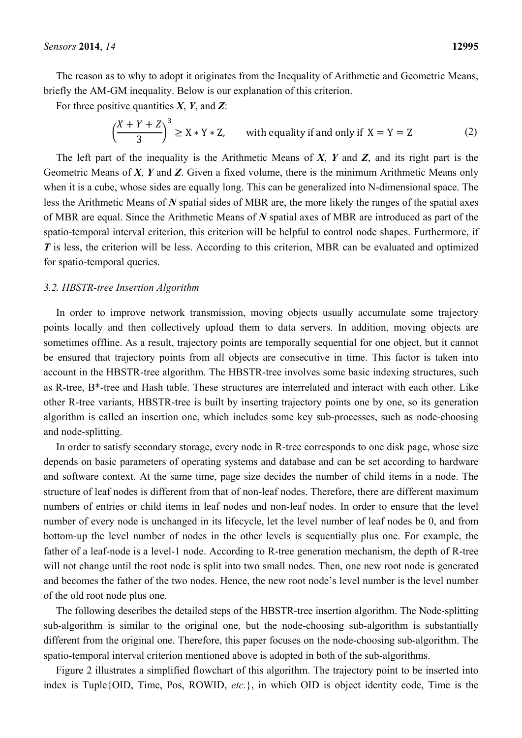The reason as to why to adopt it originates from the Inequality of Arithmetic and Geometric Means, briefly the AM-GM inequality. Below is our explanation of this criterion.

For three positive quantities $\boldsymbol{X}$, $\boldsymbol{Y}$, and $\boldsymbol{Z}$:

$$\left(\frac{X+Y+Z}{3}\right)^3 \geq \mathrm{X} * \mathrm{Y} * \mathrm{Z}, \qquad \text{with equality if and only if } \mathrm{X}=\mathrm{Y}=\mathrm{Z} \tag{2}$$

The left part of the inequality is the Arithmetic Means of $\boldsymbol{X}$, $\boldsymbol{Y}$ and $\boldsymbol{Z}$, and its right part is the Geometric Means of $\boldsymbol{X}$, $\boldsymbol{Y}$ and $\boldsymbol{Z}$. Given a fixed volume, there is the minimum Arithmetic Means only when it is a cube, whose sides are equally long. This can be generalized into N-dimensional space. The less the Arithmetic Means of $\boldsymbol{N}$ spatial sides of MBR are, the more likely the ranges of the spatial axes of MBR are equal. Since the Arithmetic Means of $\boldsymbol{N}$ spatial axes of MBR are introduced as part of the spatio-temporal interval criterion, this criterion will be helpful to control node shapes. Furthermore, if $\boldsymbol{T}$ is less, the criterion will be less. According to this criterion, MBR can be evaluated and optimized for spatio-temporal queries.

### *3.2. HBSTR-tree Insertion Algorithm*

In order to improve network transmission, moving objects usually accumulate some trajectory points locally and then collectively upload them to data servers. In addition, moving objects are sometimes offline. As a result, trajectory points are temporally sequential for one object, but it cannot be ensured that trajectory points from all objects are consecutive in time. This factor is taken into account in the HBSTR-tree algorithm. The HBSTR-tree involves some basic indexing structures, such as R-tree, B*-tree and Hash table. These structures are interrelated and interact with each other. Like other R-tree variants, HBSTR-tree is built by inserting trajectory points one by one, so its generation algorithm is called an insertion one, which includes some key sub-processes, such as node-choosing and node-splitting.

In order to satisfy secondary storage, every node in R-tree corresponds to one disk page, whose size depends on basic parameters of operating systems and database and can be set according to hardware and software context. At the same time, page size decides the number of child items in a node. The structure of leaf nodes is different from that of non-leaf nodes. Therefore, there are different maximum numbers of entries or child items in leaf nodes and non-leaf nodes. In order to ensure that the level number of every node is unchanged in its lifecycle, let the level number of leaf nodes be 0, and from bottom-up the level number of nodes in the other levels is sequentially plus one. For example, the father of a leaf-node is a level-1 node. According to R-tree generation mechanism, the depth of R-tree will not change until the root node is split into two small nodes. Then, one new root node is generated and becomes the father of the two nodes. Hence, the new root node's level number is the level number of the old root node plus one.

The following describes the detailed steps of the HBSTR-tree insertion algorithm. The Node-splitting sub-algorithm is similar to the original one, but the node-choosing sub-algorithm is substantially different from the original one. Therefore, this paper focuses on the node-choosing sub-algorithm. The spatio-temporal interval criterion mentioned above is adopted in both of the sub-algorithms.

Figure 2 illustrates a simplified flowchart of this algorithm. The trajectory point to be inserted into index is Tuple{OID, Time, Pos, ROWID, *etc.*}, in which OID is object identity code, Time is the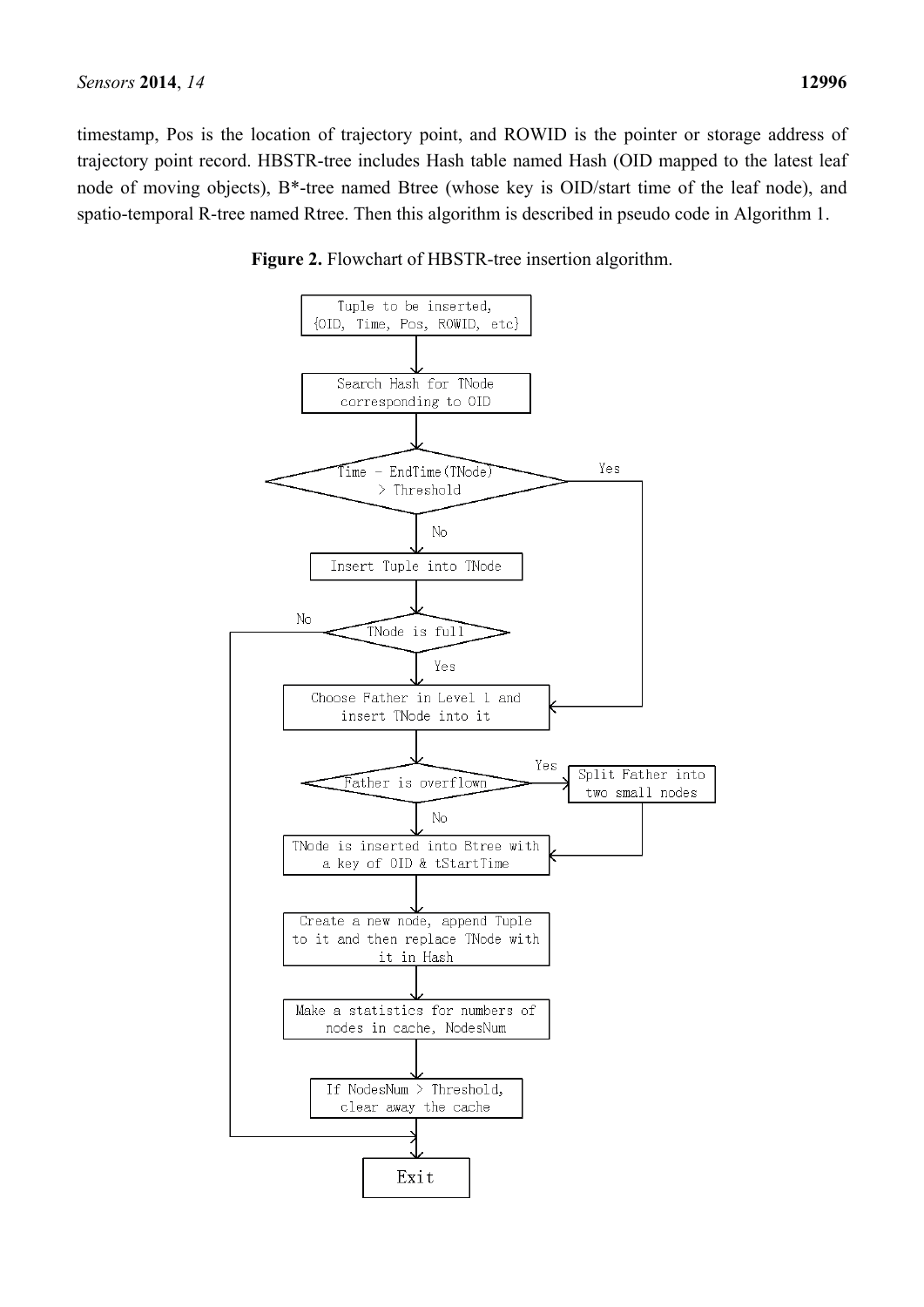timestamp, Pos is the location of trajectory point, and ROWID is the pointer or storage address of trajectory point record. HBSTR-tree includes Hash table named Hash (OID mapped to the latest leaf node of moving objects), B*-tree named Btree (whose key is OID/start time of the leaf node), and spatio-temporal R-tree named Rtree. Then this algorithm is described in pseudo code in Algorithm 1.

**Figure 2.** Flowchart of HBSTR-tree insertion algorithm.

```
Tuple to be inserted,
{OID, Time, Pos, ROWID, etc}
        |
Search Hash for TNode corresponding to OID
        |
Time - EndTime(TNode) > Threshold --Yes--> [Choose Father in Level 1 and insert TNode into it]
        | No
Insert Tuple into TNode
        |
TNode is full --No--> Exit
        | Yes
Choose Father in Level 1 and insert TNode into it
        |
Father is overflown --Yes--> Split Father into two small nodes
        | No
TNode is inserted into Btree with a key of OID & tStartTime
        |
Create a new node, append Tuple to it and then replace TNode with it in Hash
        |
Make a statistics for numbers of nodes in cache, NodesNum
        |
If NodesNum > Threshold, clear away the cache
        |
Exit
```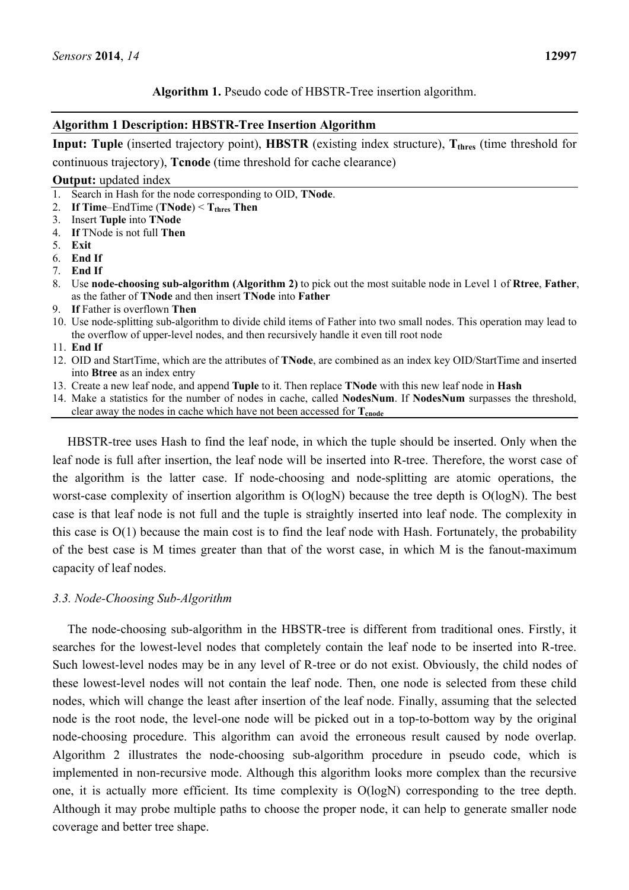**Algorithm 1.** Pseudo code of HBSTR-Tree insertion algorithm.

**Algorithm 1 Description: HBSTR-Tree Insertion Algorithm**

**Input: Tuple** (inserted trajectory point), **HBSTR** (existing index structure), $\mathbf{T_{thres}}$ (time threshold for continuous trajectory), **Tcnode** (time threshold for cache clearance)

**Output:** updated index

1. Search in Hash for the node corresponding to OID, **TNode**.
2. **If Time**–EndTime (**TNode**) < $\mathbf{T_{thres}}$ **Then**
3. Insert **Tuple** into **TNode**
4. **If** TNode is not full **Then**
5. **Exit**
6. **End If**
7. **End If**
8. Use **node-choosing sub-algorithm (Algorithm 2)** to pick out the most suitable node in Level 1 of **Rtree**, **Father**, as the father of **TNode** and then insert **TNode** into **Father**
9. **If** Father is overflown **Then**
10. Use node-splitting sub-algorithm to divide child items of Father into two small nodes. This operation may lead to the overflow of upper-level nodes, and then recursively handle it even till root node
11. **End If**
12. OID and StartTime, which are the attributes of **TNode**, are combined as an index key OID/StartTime and inserted into **Btree** as an index entry
13. Create a new leaf node, and append **Tuple** to it. Then replace **TNode** with this new leaf node in **Hash**
14. Make a statistics for the number of nodes in cache, called **NodesNum**. If **NodesNum** surpasses the threshold, clear away the nodes in cache which have not been accessed for $\mathbf{T_{cnode}}$

HBSTR-tree uses Hash to find the leaf node, in which the tuple should be inserted. Only when the leaf node is full after insertion, the leaf node will be inserted into R-tree. Therefore, the worst case of the algorithm is the latter case. If node-choosing and node-splitting are atomic operations, the worst-case complexity of insertion algorithm is O(logN) because the tree depth is O(logN). The best case is that leaf node is not full and the tuple is straightly inserted into leaf node. The complexity in this case is O(1) because the main cost is to find the leaf node with Hash. Fortunately, the probability of the best case is M times greater than that of the worst case, in which M is the fanout-maximum capacity of leaf nodes.

### *3.3. Node-Choosing Sub-Algorithm*

The node-choosing sub-algorithm in the HBSTR-tree is different from traditional ones. Firstly, it searches for the lowest-level nodes that completely contain the leaf node to be inserted into R-tree. Such lowest-level nodes may be in any level of R-tree or do not exist. Obviously, the child nodes of these lowest-level nodes will not contain the leaf node. Then, one node is selected from these child nodes, which will change the least after insertion of the leaf node. Finally, assuming that the selected node is the root node, the level-one node will be picked out in a top-to-bottom way by the original node-choosing procedure. This algorithm can avoid the erroneous result caused by node overlap. Algorithm 2 illustrates the node-choosing sub-algorithm procedure in pseudo code, which is implemented in non-recursive mode. Although this algorithm looks more complex than the recursive one, it is actually more efficient. Its time complexity is O(logN) corresponding to the tree depth. Although it may probe multiple paths to choose the proper node, it can help to generate smaller node coverage and better tree shape.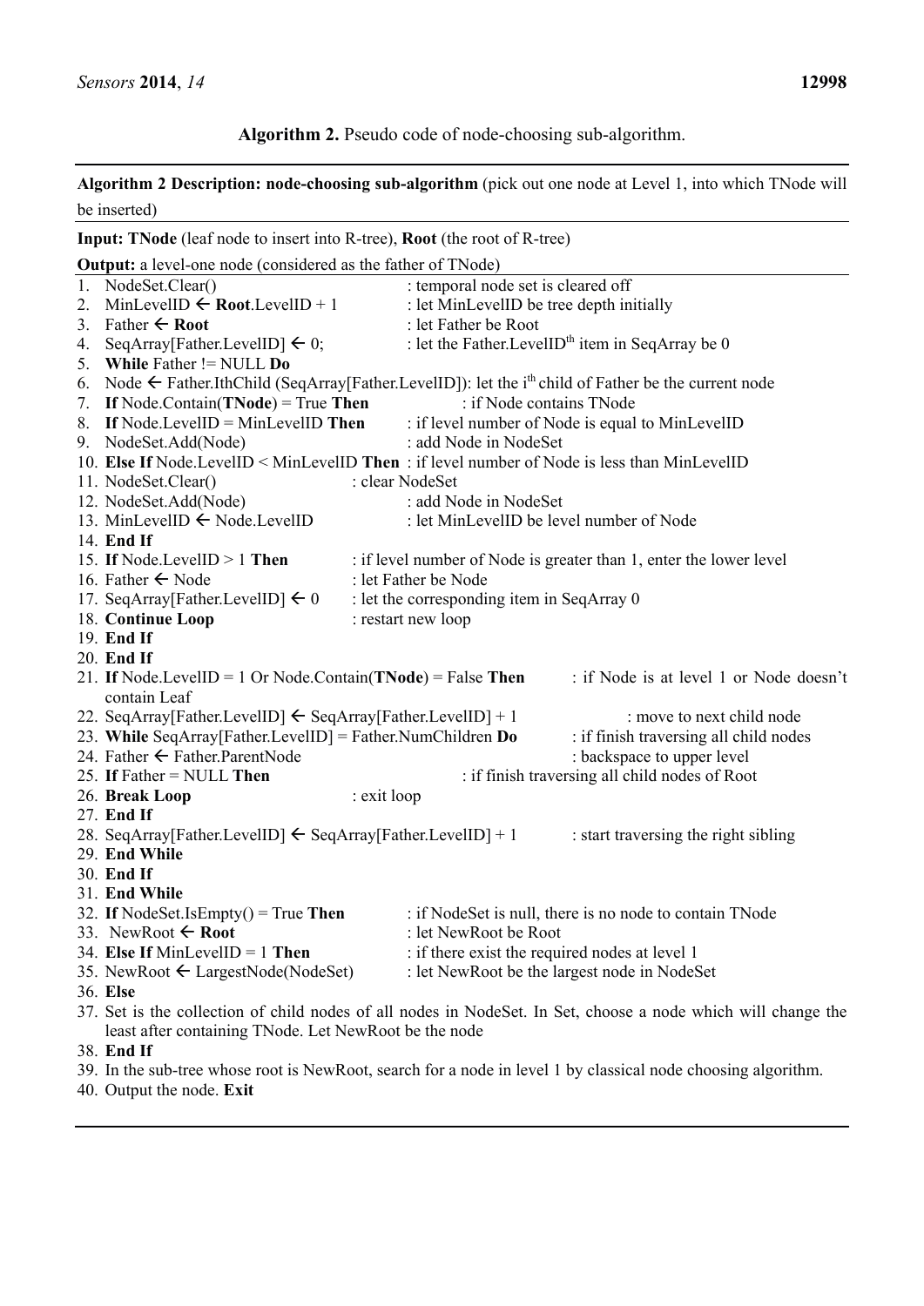**Algorithm 2.** Pseudo code of node-choosing sub-algorithm.

**Algorithm 2 Description: node-choosing sub-algorithm** (pick out one node at Level 1, into which TNode will be inserted)

**Input: TNode** (leaf node to insert into R-tree), **Root** (the root of R-tree)

**Output:** a level-one node (considered as the father of TNode)

```
1.  NodeSet.Clear()                         : temporal node set is cleared off
2.  MinLevelID ← Root.LevelID + 1           : let MinLevelID be tree depth initially
3.  Father ← Root                           : let the Father be Root
4.  SeqArray[Father.LevelID] ← 0;           : let the Father.LevelID^th item in SeqArray be 0
5.  While Father != NULL Do
6.  Node ← Father.IthChild (SeqArray[Father.LevelID]): let the i^th child of Father be the current node
7.  If Node.Contain(TNode) = True Then      : if Node contains TNode
8.  If Node.LevelID = MinLevelID Then       : if level number of Node is equal to MinLevelID
9.  NodeSet.Add(Node)                       : add Node in NodeSet
10. Else If Node.LevelID < MinLevelID Then  : if level number of Node is less than MinLevelID
11. NodeSet.Clear()                         : clear NodeSet
12. NodeSet.Add(Node)                       : add Node in NodeSet
13. MinLevelID ← Node.LevelID               : let MinLevelID be level number of Node
14. End If
15. If Node.LevelID > 1 Then                : if level number of Node is greater than 1, enter the lower level
16. Father ← Node                           : let Father be Node
17. SeqArray[Father.LevelID] ← 0            : let the corresponding item in SeqArray 0
18. Continue Loop                           : restart new loop
19. End If
20. End If
21. If Node.LevelID = 1 Or Node.Contain(TNode) = False Then   : if Node is at level 1 or Node doesn't contain Leaf
22. SeqArray[Father.LevelID] ← SeqArray[Father.LevelID] + 1   : move to next child node
23. While SeqArray[Father.LevelID] = Father.NumChildren Do    : if finish traversing all child nodes
24. Father ← Father.ParentNode                                : backspace to upper level
25. If Father = NULL Then                   : if finish traversing all child nodes of Root
26. Break Loop                              : exit loop
27. End If
28. SeqArray[Father.LevelID] ← SeqArray[Father.LevelID] + 1   : start traversing the right sibling
29. End While
30. End If
31. End While
32. If NodeSet.IsEmpty() = True Then        : if NodeSet is null, there is no node to contain TNode
33.  NewRoot ← Root                         : let NewRoot be Root
34. Else If MinLevelID = 1 Then             : if there exist the required nodes at level 1
35. NewRoot ← LargestNode(NodeSet)          : let NewRoot be the largest node in NodeSet
36. Else
37. Set is the collection of child nodes of all nodes in NodeSet. In Set, choose a node which will change the least after containing TNode. Let NewRoot be the node
38. End If
39. In the sub-tree whose root is NewRoot, search for a node in level 1 by classical node choosing algorithm.
40. Output the node. Exit
```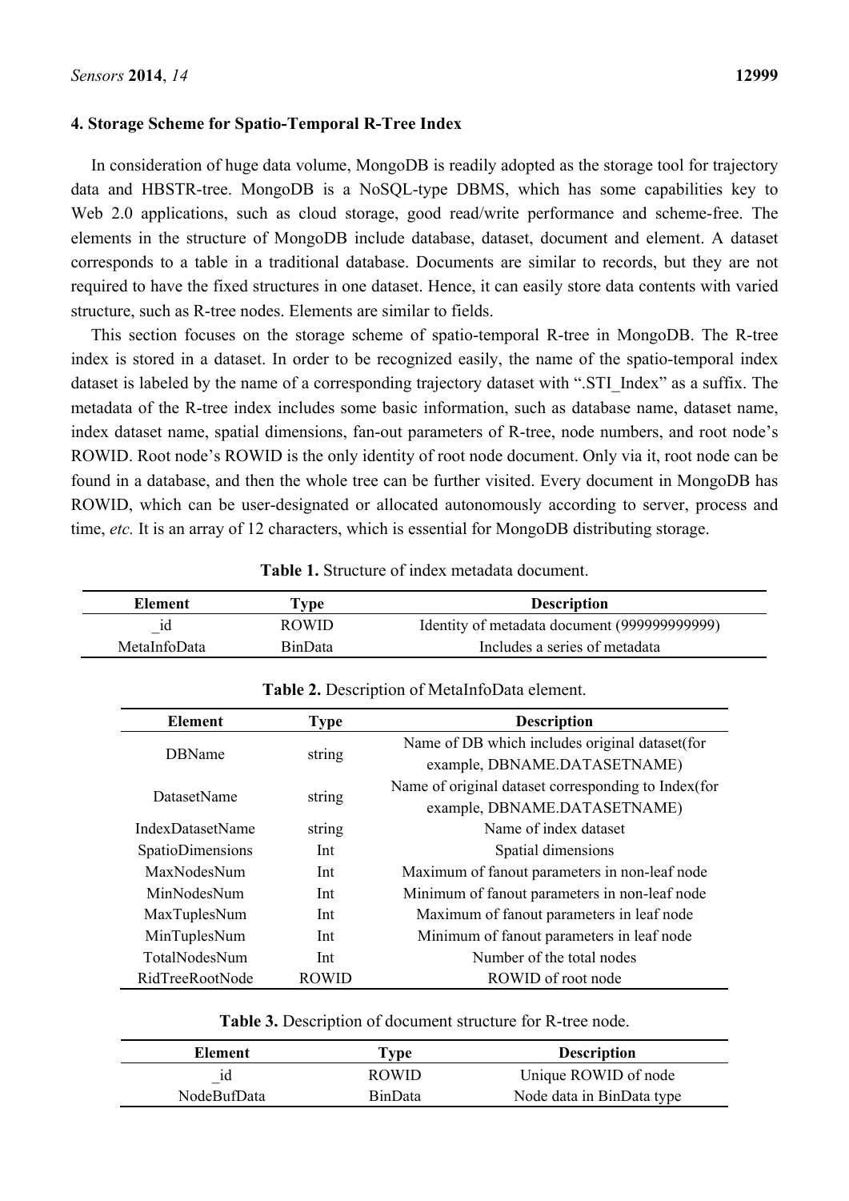## 4. Storage Scheme for Spatio-Temporal R-Tree Index

In consideration of huge data volume, MongoDB is readily adopted as the storage tool for trajectory data and HBSTR-tree. MongoDB is a NoSQL-type DBMS, which has some capabilities key to Web 2.0 applications, such as cloud storage, good read/write performance and scheme-free. The elements in the structure of MongoDB include database, dataset, document and element. A dataset corresponds to a table in a traditional database. Documents are similar to records, but they are not required to have the fixed structures in one dataset. Hence, it can easily store data contents with varied structure, such as R-tree nodes. Elements are similar to fields.

This section focuses on the storage scheme of spatio-temporal R-tree in MongoDB. The R-tree index is stored in a dataset. In order to be recognized easily, the name of the spatio-temporal index dataset is labeled by the name of a corresponding trajectory dataset with ".STI_Index" as a suffix. The metadata of the R-tree index includes some basic information, such as database name, dataset name, index dataset name, spatial dimensions, fan-out parameters of R-tree, node numbers, and root node's ROWID. Root node's ROWID is the only identity of root node document. Only via it, root node can be found in a database, and then the whole tree can be further visited. Every document in MongoDB has ROWID, which can be user-designated or allocated autonomously according to server, process and time, *etc.* It is an array of 12 characters, which is essential for MongoDB distributing storage.

**Table 1.** Structure of index metadata document.

| Element | Type | Description |
| --- | --- | --- |
| _id | ROWID | Identity of metadata document (999999999999) |
| MetaInfoData | BinData | Includes a series of metadata |

**Table 2.** Description of MetaInfoData element.

| Element | Type | Description |
| --- | --- | --- |
| DBName | string | Name of DB which includes original dataset(for example, DBNAME.DATASETNAME) |
| DatasetName | string | Name of original dataset corresponding to Index(for example, DBNAME.DATASETNAME) |
| IndexDatasetName | string | Name of index dataset |
| SpatioDimensions | Int | Spatial dimensions |
| MaxNodesNum | Int | Maximum of fanout parameters in non-leaf node |
| MinNodesNum | Int | Minimum of fanout parameters in non-leaf node |
| MaxTuplesNum | Int | Maximum of fanout parameters in leaf node |
| MinTuplesNum | Int | Minimum of fanout parameters in leaf node |
| TotalNodesNum | Int | Number of the total nodes |
| RidTreeRootNode | ROWID | ROWID of root node |

**Table 3.** Description of document structure for R-tree node.

| Element | Type | Description |
| --- | --- | --- |
| _id | ROWID | Unique ROWID of node |
| NodeBufData | BinData | Node data in BinData type |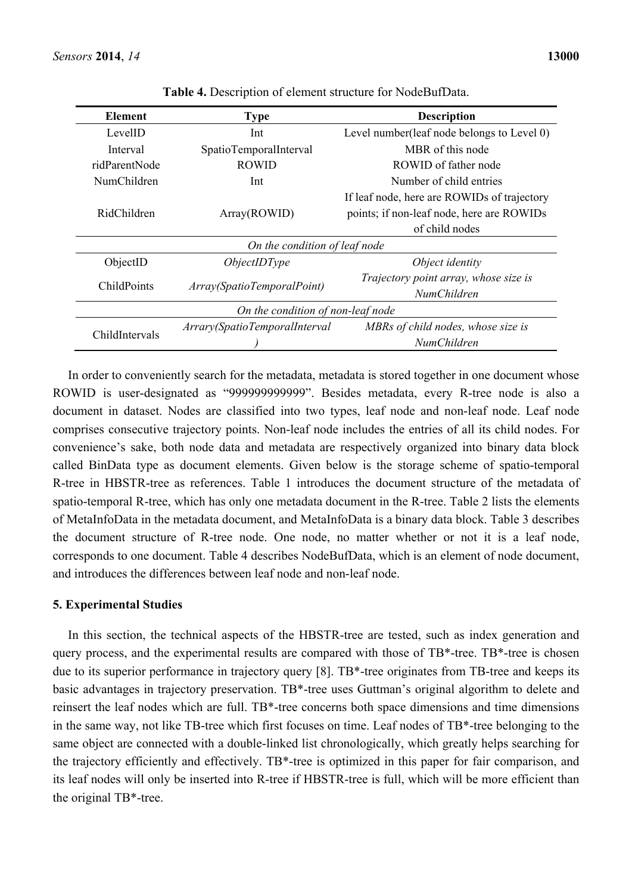**Table 4.** Description of element structure for NodeBufData.

| Element | Type | Description |
|---|---|---|
| LevelID | Int | Level number(leaf node belongs to Level 0) |
| Interval | SpatioTemporalInterval | MBR of this node |
| ridParentNode | ROWID | ROWID of father node |
| NumChildren | Int | Number of child entries |
| RidChildren | Array(ROWID) | If leaf node, here are ROWIDs of trajectory points; if non-leaf node, here are ROWIDs of child nodes |
| *On the condition of leaf node* | | |
| ObjectID | *ObjectIDType* | *Object identity* |
| ChildPoints | *Array(SpatioTemporalPoint)* | *Trajectory point array, whose size is NumChildren* |
| *On the condition of non-leaf node* | | |
| ChildIntervals | *Arrary(SpatioTemporalInterval )* | *MBRs of child nodes, whose size is NumChildren* |

In order to conveniently search for the metadata, metadata is stored together in one document whose ROWID is user-designated as "999999999999". Besides metadata, every R-tree node is also a document in dataset. Nodes are classified into two types, leaf node and non-leaf node. Leaf node comprises consecutive trajectory points. Non-leaf node includes the entries of all its child nodes. For convenience's sake, both node data and metadata are respectively organized into binary data block called BinData type as document elements. Given below is the storage scheme of spatio-temporal R-tree in HBSTR-tree as references. Table 1 introduces the document structure of the metadata of spatio-temporal R-tree, which has only one metadata document in the R-tree. Table 2 lists the elements of MetaInfoData in the metadata document, and MetaInfoData is a binary data block. Table 3 describes the document structure of R-tree node. One node, no matter whether or not it is a leaf node, corresponds to one document. Table 4 describes NodeBufData, which is an element of node document, and introduces the differences between leaf node and non-leaf node.

## 5. Experimental Studies

In this section, the technical aspects of the HBSTR-tree are tested, such as index generation and query process, and the experimental results are compared with those of TB*-tree. TB*-tree is chosen due to its superior performance in trajectory query [8]. TB*-tree originates from TB-tree and keeps its basic advantages in trajectory preservation. TB*-tree uses Guttman's original algorithm to delete and reinsert the leaf nodes which are full. TB*-tree concerns both space dimensions and time dimensions in the same way, not like TB-tree which first focuses on time. Leaf nodes of TB*-tree belonging to the same object are connected with a double-linked list chronologically, which greatly helps searching for the trajectory efficiently and effectively. TB*-tree is optimized in this paper for fair comparison, and its leaf nodes will only be inserted into R-tree if HBSTR-tree is full, which will be more efficient than the original TB*-tree.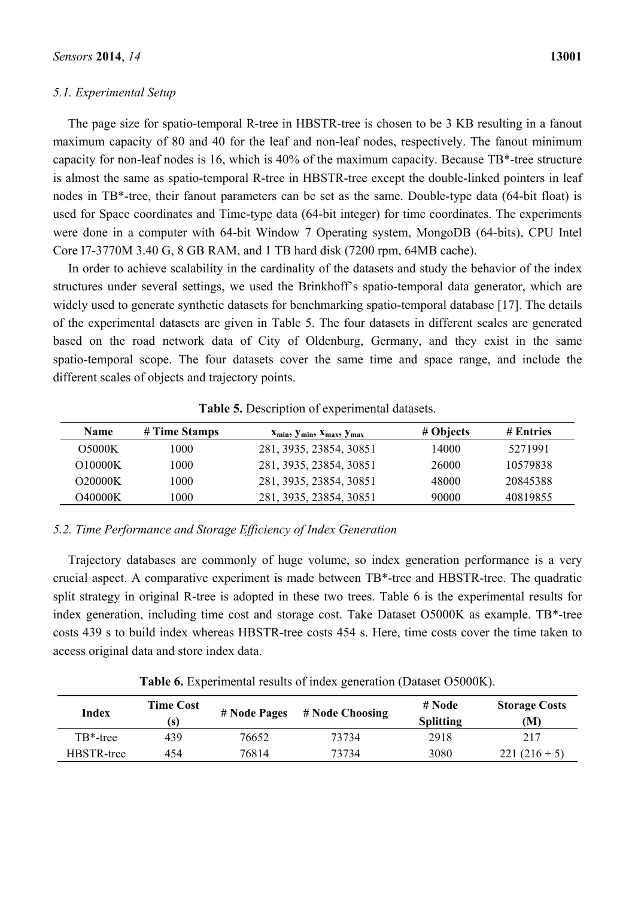### 5.1. Experimental Setup

The page size for spatio-temporal R-tree in HBSTR-tree is chosen to be 3 KB resulting in a fanout maximum capacity of 80 and 40 for the leaf and non-leaf nodes, respectively. The fanout minimum capacity for non-leaf nodes is 16, which is 40% of the maximum capacity. Because TB*-tree structure is almost the same as spatio-temporal R-tree in HBSTR-tree except the double-linked pointers in leaf nodes in TB*-tree, their fanout parameters can be set as the same. Double-type data (64-bit float) is used for Space coordinates and Time-type data (64-bit integer) for time coordinates. The experiments were done in a computer with 64-bit Window 7 Operating system, MongoDB (64-bits), CPU Intel Core I7-3770M 3.40 G, 8 GB RAM, and 1 TB hard disk (7200 rpm, 64MB cache).

In order to achieve scalability in the cardinality of the datasets and study the behavior of the index structures under several settings, we used the Brinkhoff's spatio-temporal data generator, which are widely used to generate synthetic datasets for benchmarking spatio-temporal database [17]. The details of the experimental datasets are given in Table 5. The four datasets in different scales are generated based on the road network data of City of Oldenburg, Germany, and they exist in the same spatio-temporal scope. The four datasets cover the same time and space range, and include the different scales of objects and trajectory points.

**Table 5.** Description of experimental datasets.

| Name | # Time Stamps | $x_{min}$, $y_{min}$, $x_{max}$, $y_{max}$ | # Objects | # Entries |
|---|---|---|---|---|
| O5000K | 1000 | 281, 3935, 23854, 30851 | 14000 | 5271991 |
| O10000K | 1000 | 281, 3935, 23854, 30851 | 26000 | 10579838 |
| O20000K | 1000 | 281, 3935, 23854, 30851 | 48000 | 20845388 |
| O40000K | 1000 | 281, 3935, 23854, 30851 | 90000 | 40819855 |

### 5.2. Time Performance and Storage Efficiency of Index Generation

Trajectory databases are commonly of huge volume, so index generation performance is a very crucial aspect. A comparative experiment is made between TB*-tree and HBSTR-tree. The quadratic split strategy in original R-tree is adopted in these two trees. Table 6 is the experimental results for index generation, including time cost and storage cost. Take Dataset O5000K as example. TB*-tree costs 439 s to build index whereas HBSTR-tree costs 454 s. Here, time costs cover the time taken to access original data and store index data.

**Table 6.** Experimental results of index generation (Dataset O5000K).

| Index | Time Cost (s) | # Node Pages | # Node Choosing | # Node Splitting | Storage Costs (M) |
|---|---|---|---|---|---|
| TB*-tree | 439 | 76652 | 73734 | 2918 | 217 |
| HBSTR-tree | 454 | 76814 | 73734 | 3080 | 221 (216 + 5) |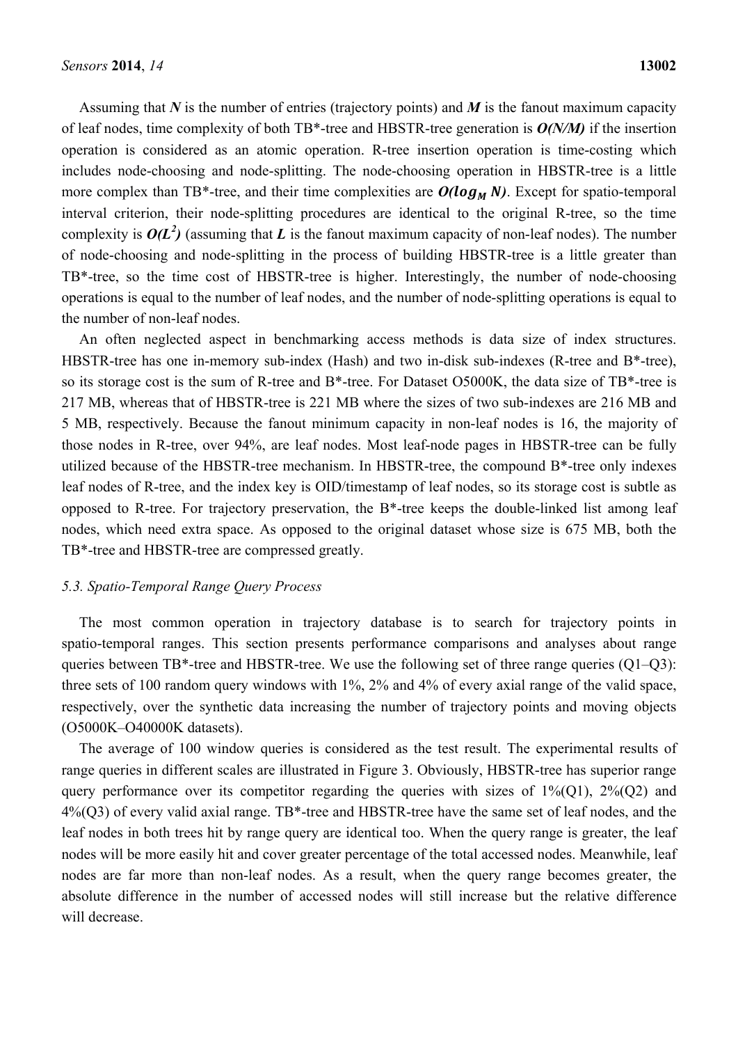Assuming that $N$ is the number of entries (trajectory points) and $M$ is the fanout maximum capacity of leaf nodes, time complexity of both TB*-tree and HBSTR-tree generation is $O(N/M)$ if the insertion operation is considered as an atomic operation. R-tree insertion operation is time-costing which includes node-choosing and node-splitting. The node-choosing operation in HBSTR-tree is a little more complex than TB*-tree, and their time complexities are $O(\log_M N)$. Except for spatio-temporal interval criterion, their node-splitting procedures are identical to the original R-tree, so the time complexity is $O(L^2)$ (assuming that $L$ is the fanout maximum capacity of non-leaf nodes). The number of node-choosing and node-splitting in the process of building HBSTR-tree is a little greater than TB*-tree, so the time cost of HBSTR-tree is higher. Interestingly, the number of node-choosing operations is equal to the number of leaf nodes, and the number of node-splitting operations is equal to the number of non-leaf nodes.

An often neglected aspect in benchmarking access methods is data size of index structures. HBSTR-tree has one in-memory sub-index (Hash) and two in-disk sub-indexes (R-tree and B*-tree), so its storage cost is the sum of R-tree and B*-tree. For Dataset O5000K, the data size of TB*-tree is 217 MB, whereas that of HBSTR-tree is 221 MB where the sizes of two sub-indexes are 216 MB and 5 MB, respectively. Because the fanout minimum capacity in non-leaf nodes is 16, the majority of those nodes in R-tree, over 94%, are leaf nodes. Most leaf-node pages in HBSTR-tree can be fully utilized because of the HBSTR-tree mechanism. In HBSTR-tree, the compound B*-tree only indexes leaf nodes of R-tree, and the index key is OID/timestamp of leaf nodes, so its storage cost is subtle as opposed to R-tree. For trajectory preservation, the B*-tree keeps the double-linked list among leaf nodes, which need extra space. As opposed to the original dataset whose size is 675 MB, both the TB*-tree and HBSTR-tree are compressed greatly.

### *5.3. Spatio-Temporal Range Query Process*

The most common operation in trajectory database is to search for trajectory points in spatio-temporal ranges. This section presents performance comparisons and analyses about range queries between TB*-tree and HBSTR-tree. We use the following set of three range queries (Q1–Q3): three sets of 100 random query windows with 1%, 2% and 4% of every axial range of the valid space, respectively, over the synthetic data increasing the number of trajectory points and moving objects (O5000K–O40000K datasets).

The average of 100 window queries is considered as the test result. The experimental results of range queries in different scales are illustrated in Figure 3. Obviously, HBSTR-tree has superior range query performance over its competitor regarding the queries with sizes of 1%(Q1), 2%(Q2) and 4%(Q3) of every valid axial range. TB*-tree and HBSTR-tree have the same set of leaf nodes, and the leaf nodes in both trees hit by range query are identical too. When the query range is greater, the leaf nodes will be more easily hit and cover greater percentage of the total accessed nodes. Meanwhile, leaf nodes are far more than non-leaf nodes. As a result, when the query range becomes greater, the absolute difference in the number of accessed nodes will still increase but the relative difference will decrease.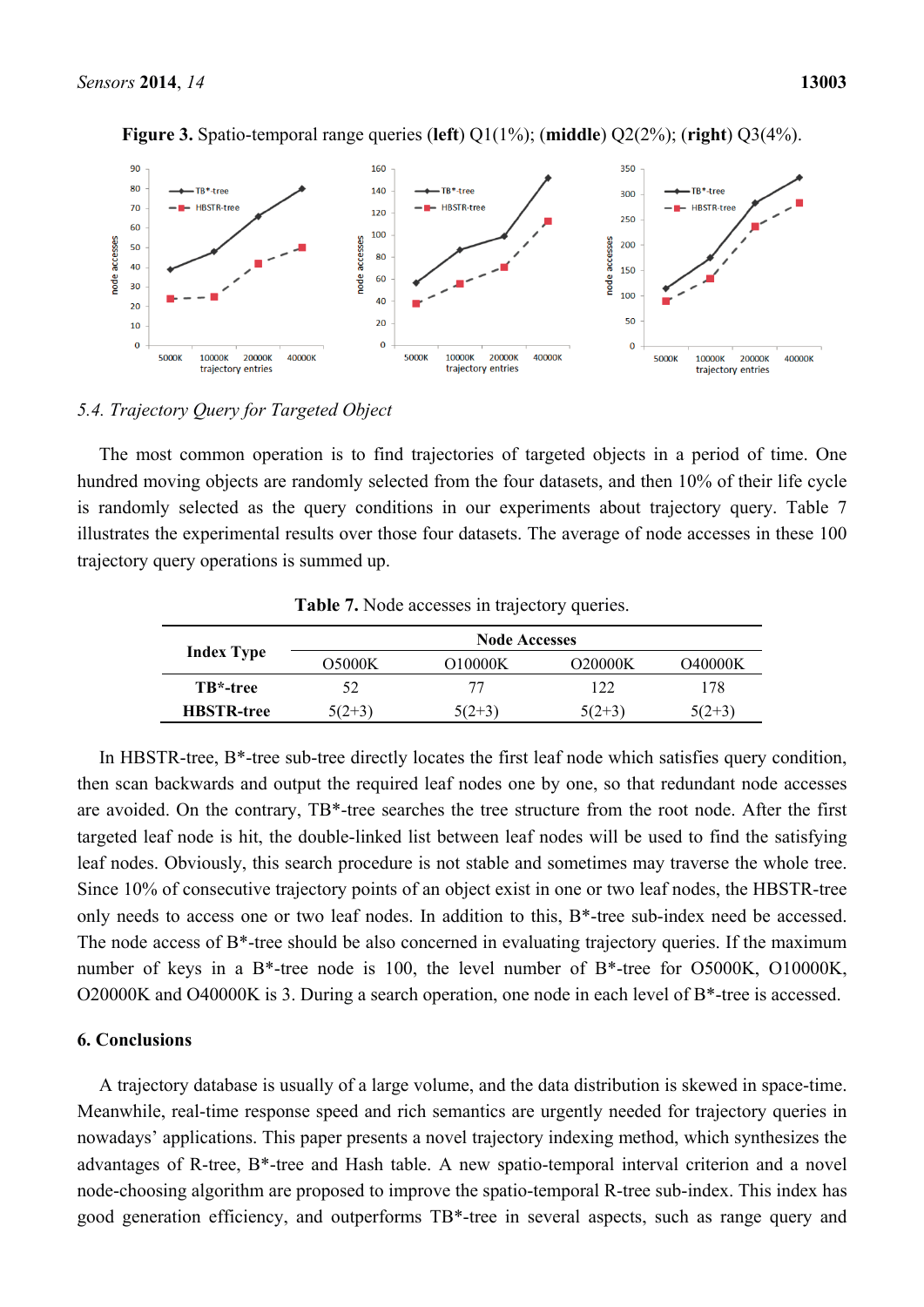**Figure 3.** Spatio-temporal range queries (**left**) Q1(1%); (**middle**) Q2(2%); (**right**) Q3(4%).

### 5.4. Trajectory Query for Targeted Object

The most common operation is to find trajectories of targeted objects in a period of time. One hundred moving objects are randomly selected from the four datasets, and then 10% of their life cycle is randomly selected as the query conditions in our experiments about trajectory query. Table 7 illustrates the experimental results over those four datasets. The average of node accesses in these 100 trajectory query operations is summed up.

**Table 7.** Node accesses in trajectory queries.

| Index Type | Node Accesses | | | |
|---|---|---|---|---|
| | O5000K | O10000K | O20000K | O40000K |
| **TB\*-tree** | 52 | 77 | 122 | 178 |
| **HBSTR-tree** | 5(2+3) | 5(2+3) | 5(2+3) | 5(2+3) |

In HBSTR-tree, B*-tree sub-tree directly locates the first leaf node which satisfies query condition, then scan backwards and output the required leaf nodes one by one, so that redundant node accesses are avoided. On the contrary, TB*-tree searches the tree structure from the root node. After the first targeted leaf node is hit, the double-linked list between leaf nodes will be used to find the satisfying leaf nodes. Obviously, this search procedure is not stable and sometimes may traverse the whole tree. Since 10% of consecutive trajectory points of an object exist in one or two leaf nodes, the HBSTR-tree only needs to access one or two leaf nodes. In addition to this, B*-tree sub-index need be accessed. The node access of B*-tree should be also concerned in evaluating trajectory queries. If the maximum number of keys in a B*-tree node is 100, the level number of B*-tree for O5000K, O10000K, O20000K and O40000K is 3. During a search operation, one node in each level of B*-tree is accessed.

## 6. Conclusions

A trajectory database is usually of a large volume, and the data distribution is skewed in space-time. Meanwhile, real-time response speed and rich semantics are urgently needed for trajectory queries in nowadays' applications. This paper presents a novel trajectory indexing method, which synthesizes the advantages of R-tree, B*-tree and Hash table. A new spatio-temporal interval criterion and a novel node-choosing algorithm are proposed to improve the spatio-temporal R-tree sub-index. This index has good generation efficiency, and outperforms TB*-tree in several aspects, such as range query and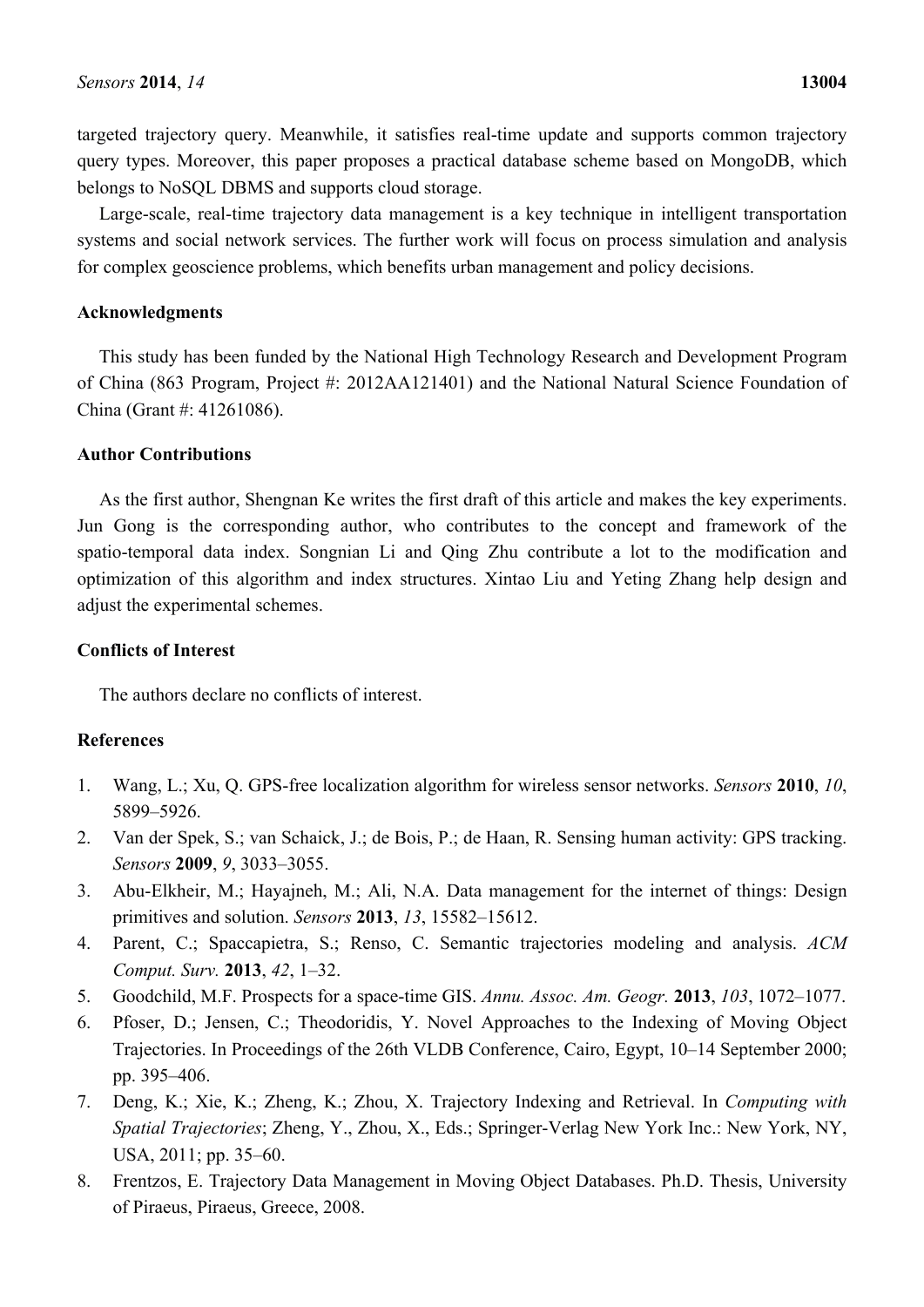targeted trajectory query. Meanwhile, it satisfies real-time update and supports common trajectory query types. Moreover, this paper proposes a practical database scheme based on MongoDB, which belongs to NoSQL DBMS and supports cloud storage.

Large-scale, real-time trajectory data management is a key technique in intelligent transportation systems and social network services. The further work will focus on process simulation and analysis for complex geoscience problems, which benefits urban management and policy decisions.

## Acknowledgments

This study has been funded by the National High Technology Research and Development Program of China (863 Program, Project #: 2012AA121401) and the National Natural Science Foundation of China (Grant #: 41261086).

## Author Contributions

As the first author, Shengnan Ke writes the first draft of this article and makes the key experiments. Jun Gong is the corresponding author, who contributes to the concept and framework of the spatio-temporal data index. Songnian Li and Qing Zhu contribute a lot to the modification and optimization of this algorithm and index structures. Xintao Liu and Yeting Zhang help design and adjust the experimental schemes.

## Conflicts of Interest

The authors declare no conflicts of interest.

## References

1. Wang, L.; Xu, Q. GPS-free localization algorithm for wireless sensor networks. *Sensors* **2010**, *10*, 5899–5926.
2. Van der Spek, S.; van Schaick, J.; de Bois, P.; de Haan, R. Sensing human activity: GPS tracking. *Sensors* **2009**, *9*, 3033–3055.
3. Abu-Elkheir, M.; Hayajneh, M.; Ali, N.A. Data management for the internet of things: Design primitives and solution. *Sensors* **2013**, *13*, 15582–15612.
4. Parent, C.; Spaccapietra, S.; Renso, C. Semantic trajectories modeling and analysis. *ACM Comput. Surv.* **2013**, *42*, 1–32.
5. Goodchild, M.F. Prospects for a space-time GIS. *Annu. Assoc. Am. Geogr.* **2013**, *103*, 1072–1077.
6. Pfoser, D.; Jensen, C.; Theodoridis, Y. Novel Approaches to the Indexing of Moving Object Trajectories. In Proceedings of the 26th VLDB Conference, Cairo, Egypt, 10–14 September 2000; pp. 395–406.
7. Deng, K.; Xie, K.; Zheng, K.; Zhou, X. Trajectory Indexing and Retrieval. In *Computing with Spatial Trajectories*; Zheng, Y., Zhou, X., Eds.; Springer-Verlag New York Inc.: New York, NY, USA, 2011; pp. 35–60.
8. Frentzos, E. Trajectory Data Management in Moving Object Databases. Ph.D. Thesis, University of Piraeus, Piraeus, Greece, 2008.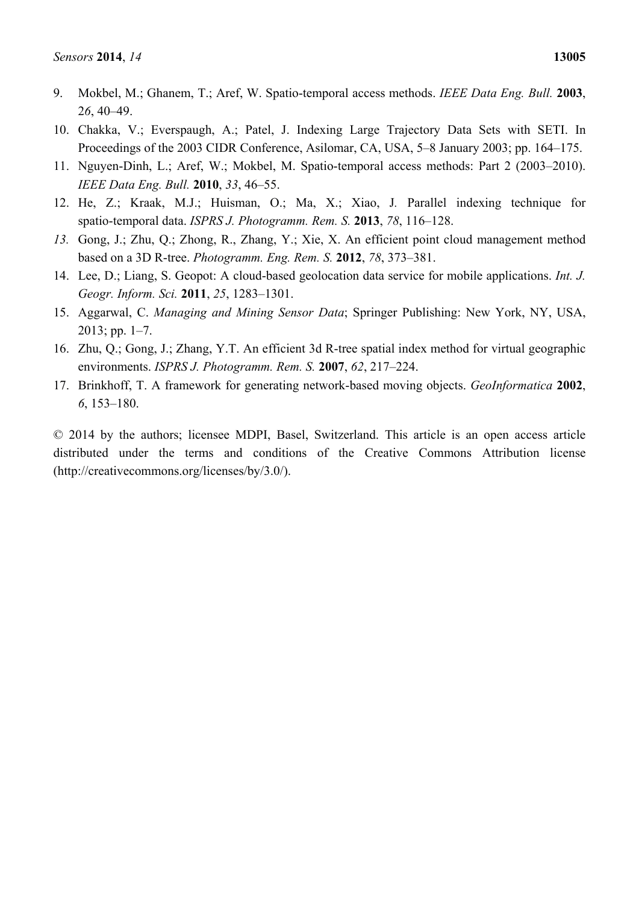9. Mokbel, M.; Ghanem, T.; Aref, W. Spatio-temporal access methods. *IEEE Data Eng. Bull.* **2003**, 2*6*, 40–49.
10. Chakka, V.; Everspaugh, A.; Patel, J. Indexing Large Trajectory Data Sets with SETI. In Proceedings of the 2003 CIDR Conference, Asilomar, CA, USA, 5–8 January 2003; pp. 164–175.
11. Nguyen-Dinh, L.; Aref, W.; Mokbel, M. Spatio-temporal access methods: Part 2 (2003–2010). *IEEE Data Eng. Bull.* **2010**, *33*, 46–55.
12. He, Z.; Kraak, M.J.; Huisman, O.; Ma, X.; Xiao, J. Parallel indexing technique for spatio-temporal data. *ISPRS J. Photogramm. Rem. S.* **2013**, *78*, 116–128.
13. Gong, J.; Zhu, Q.; Zhong, R., Zhang, Y.; Xie, X. An efficient point cloud management method based on a 3D R-tree. *Photogramm. Eng. Rem. S.* **2012**, *78*, 373–381.
14. Lee, D.; Liang, S. Geopot: A cloud-based geolocation data service for mobile applications. *Int. J. Geogr. Inform. Sci.* **2011**, *25*, 1283–1301.
15. Aggarwal, C. *Managing and Mining Sensor Data*; Springer Publishing: New York, NY, USA, 2013; pp. 1–7.
16. Zhu, Q.; Gong, J.; Zhang, Y.T. An efficient 3d R-tree spatial index method for virtual geographic environments. *ISPRS J. Photogramm. Rem. S.* **2007**, *62*, 217–224.
17. Brinkhoff, T. A framework for generating network-based moving objects. *GeoInformatica* **2002**, *6*, 153–180.

© 2014 by the authors; licensee MDPI, Basel, Switzerland. This article is an open access article distributed under the terms and conditions of the Creative Commons Attribution license (http://creativecommons.org/licenses/by/3.0/).